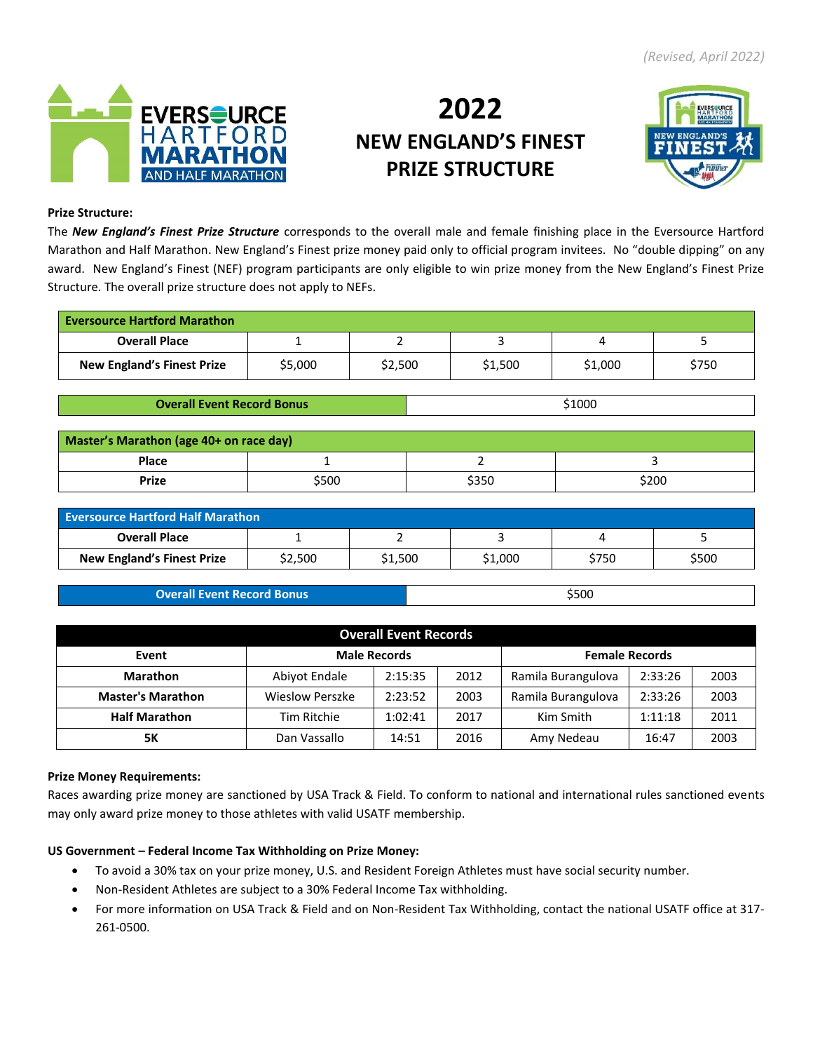*(Revised, April 2022)*

# 2022
## NEW ENGLAND'S FINEST PRIZE STRUCTURE

**Prize Structure:**

The ***New England's Finest Prize Structure*** corresponds to the overall male and female finishing place in the Eversource Hartford Marathon and Half Marathon. New England's Finest prize money paid only to official program invitees. No "double dipping" on any award. New England's Finest (NEF) program participants are only eligible to win prize money from the New England's Finest Prize Structure. The overall prize structure does not apply to NEFs.

| **Eversource Hartford Marathon** | | | | | |
|---|---|---|---|---|---|
| **Overall Place** | 1 | 2 | 3 | 4 | 5 |
| **New England's Finest Prize** | $5,000 | $2,500 | $1,500 | $1,000 | $750 |

| **Overall Event Record Bonus** | $1000 |
|---|---|

| **Master's Marathon (age 40+ on race day)** | | | |
|---|---|---|---|
| **Place** | 1 | 2 | 3 |
| **Prize** | $500 | $350 | $200 |

| **Eversource Hartford Half Marathon** | | | | | |
|---|---|---|---|---|---|
| **Overall Place** | 1 | 2 | 3 | 4 | 5 |
| **New England's Finest Prize** | $2,500 | $1,500 | $1,000 | $750 | $500 |

| **Overall Event Record Bonus** | $500 |
|---|---|

| **Overall Event Records** | | | | | | |
|---|---|---|---|---|---|---|
| **Event** | **Male Records** | | | **Female Records** | | |
| **Marathon** | Abiyot Endale | 2:15:35 | 2012 | Ramila Burangulova | 2:33:26 | 2003 |
| **Master's Marathon** | Wieslow Perszke | 2:23:52 | 2003 | Ramila Burangulova | 2:33:26 | 2003 |
| **Half Marathon** | Tim Ritchie | 1:02:41 | 2017 | Kim Smith | 1:11:18 | 2011 |
| **5K** | Dan Vassallo | 14:51 | 2016 | Amy Nedeau | 16:47 | 2003 |

**Prize Money Requirements:**

Races awarding prize money are sanctioned by USA Track & Field. To conform to national and international rules sanctioned events may only award prize money to those athletes with valid USATF membership.

**US Government – Federal Income Tax Withholding on Prize Money:**

- To avoid a 30% tax on your prize money, U.S. and Resident Foreign Athletes must have social security number.
- Non-Resident Athletes are subject to a 30% Federal Income Tax withholding.
- For more information on USA Track & Field and on Non-Resident Tax Withholding, contact the national USATF office at 317-261-0500.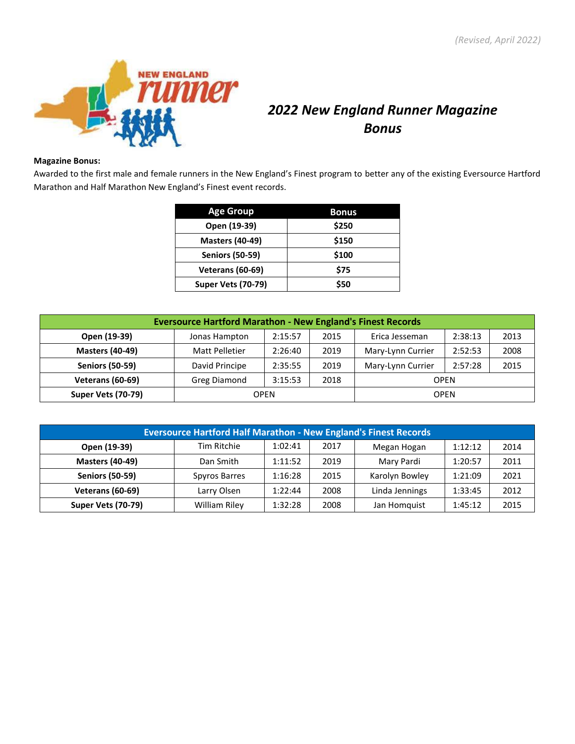(Revised, April 2022)

NEW ENGLAND runner

# *2022 New England Runner Magazine Bonus*

**Magazine Bonus:**
Awarded to the first male and female runners in the New England's Finest program to better any of the existing Eversource Hartford Marathon and Half Marathon New England's Finest event records.

| Age Group | Bonus |
|---|---|
| **Open (19-39)** | **$250** |
| **Masters (40-49)** | **$150** |
| **Seniors (50-59)** | **$100** |
| **Veterans (60-69)** | **$75** |
| **Super Vets (70-79)** | **$50** |

| Eversource Hartford Marathon - New England's Finest Records | | | | | | |
|---|---|---|---|---|---|---|
| **Open (19-39)** | Jonas Hampton | 2:15:57 | 2015 | Erica Jesseman | 2:38:13 | 2013 |
| **Masters (40-49)** | Matt Pelletier | 2:26:40 | 2019 | Mary-Lynn Currier | 2:52:53 | 2008 |
| **Seniors (50-59)** | David Principe | 2:35:55 | 2019 | Mary-Lynn Currier | 2:57:28 | 2015 |
| **Veterans (60-69)** | Greg Diamond | 3:15:53 | 2018 | OPEN | | |
| **Super Vets (70-79)** | OPEN | | | OPEN | | |

| Eversource Hartford Half Marathon - New England's Finest Records | | | | | | |
|---|---|---|---|---|---|---|
| **Open (19-39)** | Tim Ritchie | 1:02:41 | 2017 | Megan Hogan | 1:12:12 | 2014 |
| **Masters (40-49)** | Dan Smith | 1:11:52 | 2019 | Mary Pardi | 1:20:57 | 2011 |
| **Seniors (50-59)** | Spyros Barres | 1:16:28 | 2015 | Karolyn Bowley | 1:21:09 | 2021 |
| **Veterans (60-69)** | Larry Olsen | 1:22:44 | 2008 | Linda Jennings | 1:33:45 | 2012 |
| **Super Vets (70-79)** | William Riley | 1:32:28 | 2008 | Jan Homquist | 1:45:12 | 2015 |